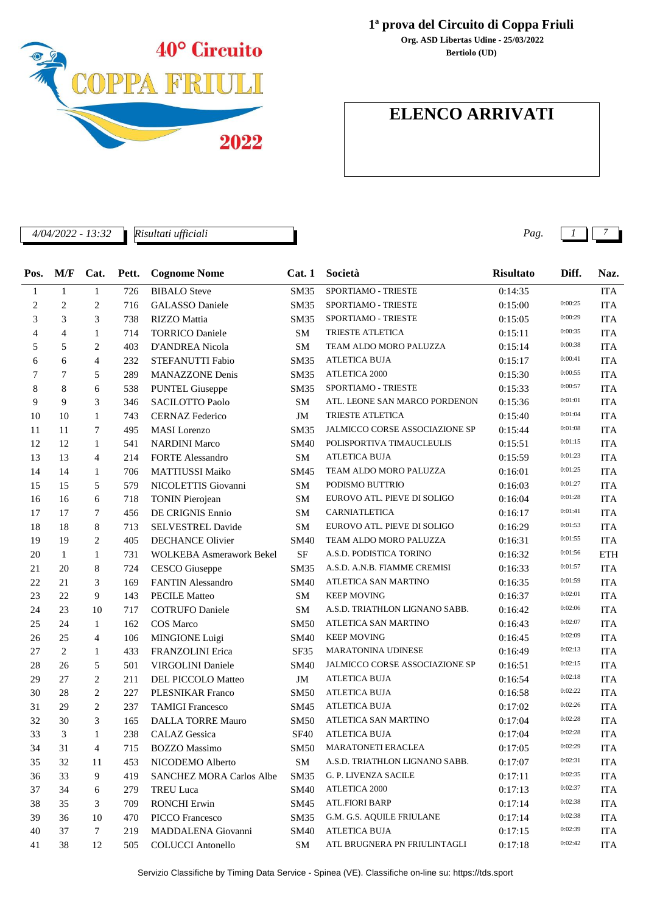# 1ª prova del Circuito di Coppa Friuli

**Org. ASD Libertas Udine - 25/03/2022**

**Bertiolo (UD)**

40° Circuito COPPA FRIULI 2022

## ELENCO ARRIVATI

*4/04/2022 - 13:32* *Risultati ufficiali*

| Pos. | M/F | Cat. | Pett. | Cognome Nome | Cat. 1 | Società | Risultato | Diff. | Naz. |
|---|---|---|---|---|---|---|---|---|---|
| 1 | 1 | 1 | 726 | BIBALO Steve | SM35 | SPORTIAMO - TRIESTE | 0:14:35 | | ITA |
| 2 | 2 | 2 | 716 | GALASSO Daniele | SM35 | SPORTIAMO - TRIESTE | 0:15:00 | 0:00:25 | ITA |
| 3 | 3 | 3 | 738 | RIZZO Mattia | SM35 | SPORTIAMO - TRIESTE | 0:15:05 | 0:00:29 | ITA |
| 4 | 4 | 1 | 714 | TORRICO Daniele | SM | TRIESTE ATLETICA | 0:15:11 | 0:00:35 | ITA |
| 5 | 5 | 2 | 403 | D'ANDREA Nicola | SM | TEAM ALDO MORO PALUZZA | 0:15:14 | 0:00:38 | ITA |
| 6 | 6 | 4 | 232 | STEFANUTTI Fabio | SM35 | ATLETICA BUJA | 0:15:17 | 0:00:41 | ITA |
| 7 | 7 | 5 | 289 | MANAZZONE Denis | SM35 | ATLETICA 2000 | 0:15:30 | 0:00:55 | ITA |
| 8 | 8 | 6 | 538 | PUNTEL Giuseppe | SM35 | SPORTIAMO - TRIESTE | 0:15:33 | 0:00:57 | ITA |
| 9 | 9 | 3 | 346 | SACILOTTO Paolo | SM | ATL. LEONE SAN MARCO PORDENON | 0:15:36 | 0:01:01 | ITA |
| 10 | 10 | 1 | 743 | CERNAZ Federico | JM | TRIESTE ATLETICA | 0:15:40 | 0:01:04 | ITA |
| 11 | 11 | 7 | 495 | MASI Lorenzo | SM35 | JALMICCO CORSE ASSOCIAZIONE SP | 0:15:44 | 0:01:08 | ITA |
| 12 | 12 | 1 | 541 | NARDINI Marco | SM40 | POLISPORTIVA TIMAUCLEULIS | 0:15:51 | 0:01:15 | ITA |
| 13 | 13 | 4 | 214 | FORTE Alessandro | SM | ATLETICA BUJA | 0:15:59 | 0:01:23 | ITA |
| 14 | 14 | 1 | 706 | MATTIUSSI Maiko | SM45 | TEAM ALDO MORO PALUZZA | 0:16:01 | 0:01:25 | ITA |
| 15 | 15 | 5 | 579 | NICOLETTIS Giovanni | SM | PODISMO BUTTRIO | 0:16:03 | 0:01:27 | ITA |
| 16 | 16 | 6 | 718 | TONIN Pierojean | SM | EUROVO ATL. PIEVE DI SOLIGO | 0:16:04 | 0:01:28 | ITA |
| 17 | 17 | 7 | 456 | DE CRIGNIS Ennio | SM | CARNIATLETICA | 0:16:17 | 0:01:41 | ITA |
| 18 | 18 | 8 | 713 | SELVESTREL Davide | SM | EUROVO ATL. PIEVE DI SOLIGO | 0:16:29 | 0:01:53 | ITA |
| 19 | 19 | 2 | 405 | DECHANCE Olivier | SM40 | TEAM ALDO MORO PALUZZA | 0:16:31 | 0:01:55 | ITA |
| 20 | 1 | 1 | 731 | WOLKEBA Asmerawork Bekel | SF | A.S.D. PODISTICA TORINO | 0:16:32 | 0:01:56 | ETH |
| 21 | 20 | 8 | 724 | CESCO Giuseppe | SM35 | A.S.D. A.N.B. FIAMME CREMISI | 0:16:33 | 0:01:57 | ITA |
| 22 | 21 | 3 | 169 | FANTIN Alessandro | SM40 | ATLETICA SAN MARTINO | 0:16:35 | 0:01:59 | ITA |
| 23 | 22 | 9 | 143 | PECILE Matteo | SM | KEEP MOVING | 0:16:37 | 0:02:01 | ITA |
| 24 | 23 | 10 | 717 | COTRUFO Daniele | SM | A.S.D. TRIATHLON LIGNANO SABB. | 0:16:42 | 0:02:06 | ITA |
| 25 | 24 | 1 | 162 | COS Marco | SM50 | ATLETICA SAN MARTINO | 0:16:43 | 0:02:07 | ITA |
| 26 | 25 | 4 | 106 | MINGIONE Luigi | SM40 | KEEP MOVING | 0:16:45 | 0:02:09 | ITA |
| 27 | 2 | 1 | 433 | FRANZOLINI Erica | SF35 | MARATONINA UDINESE | 0:16:49 | 0:02:13 | ITA |
| 28 | 26 | 5 | 501 | VIRGOLINI Daniele | SM40 | JALMICCO CORSE ASSOCIAZIONE SP | 0:16:51 | 0:02:15 | ITA |
| 29 | 27 | 2 | 211 | DEL PICCOLO Matteo | JM | ATLETICA BUJA | 0:16:54 | 0:02:18 | ITA |
| 30 | 28 | 2 | 227 | PLESNIKAR Franco | SM50 | ATLETICA BUJA | 0:16:58 | 0:02:22 | ITA |
| 31 | 29 | 2 | 237 | TAMIGI Francesco | SM45 | ATLETICA BUJA | 0:17:02 | 0:02:26 | ITA |
| 32 | 30 | 3 | 165 | DALLA TORRE Mauro | SM50 | ATLETICA SAN MARTINO | 0:17:04 | 0:02:28 | ITA |
| 33 | 3 | 1 | 238 | CALAZ Gessica | SF40 | ATLETICA BUJA | 0:17:04 | 0:02:28 | ITA |
| 34 | 31 | 4 | 715 | BOZZO Massimo | SM50 | MARATONETI ERACLEA | 0:17:05 | 0:02:29 | ITA |
| 35 | 32 | 11 | 453 | NICODEMO Alberto | SM | A.S.D. TRIATHLON LIGNANO SABB. | 0:17:07 | 0:02:31 | ITA |
| 36 | 33 | 9 | 419 | SANCHEZ MORA Carlos Albe | SM35 | G. P. LIVENZA SACILE | 0:17:11 | 0:02:35 | ITA |
| 37 | 34 | 6 | 279 | TREU Luca | SM40 | ATLETICA 2000 | 0:17:13 | 0:02:37 | ITA |
| 38 | 35 | 3 | 709 | RONCHI Erwin | SM45 | ATL.FIORI BARP | 0:17:14 | 0:02:38 | ITA |
| 39 | 36 | 10 | 470 | PICCO Francesco | SM35 | G.M. G.S. AQUILE FRIULANE | 0:17:14 | 0:02:38 | ITA |
| 40 | 37 | 7 | 219 | MADDALENA Giovanni | SM40 | ATLETICA BUJA | 0:17:15 | 0:02:39 | ITA |
| 41 | 38 | 12 | 505 | COLUCCI Antonello | SM | ATL BRUGNERA PN FRIULINTAGLI | 0:17:18 | 0:02:42 | ITA |

Servizio Classifiche by Timing Data Service - Spinea (VE). Classifiche on-line su: https://tds.sport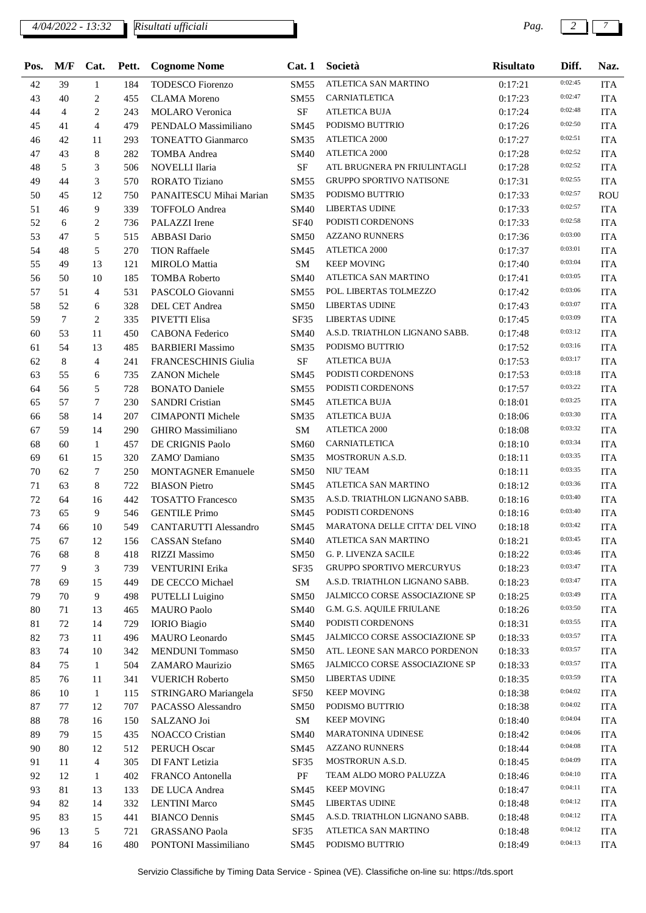| Pos. | M/F | Cat. | Pett. | Cognome Nome | Cat. 1 | Società | Risultato | Diff. | Naz. |
|---|---|---|---|---|---|---|---|---|---|
| 42 | 39 | 1 | 184 | TODESCO Fiorenzo | SM55 | ATLETICA SAN MARTINO | 0:17:21 | 0:02:45 | ITA |
| 43 | 40 | 2 | 455 | CLAMA Moreno | SM55 | CARNIATLETICA | 0:17:23 | 0:02:47 | ITA |
| 44 | 4 | 2 | 243 | MOLARO Veronica | SF | ATLETICA BUJA | 0:17:24 | 0:02:48 | ITA |
| 45 | 41 | 4 | 479 | PENDALO Massimiliano | SM45 | PODISMO BUTTRIO | 0:17:26 | 0:02:50 | ITA |
| 46 | 42 | 11 | 293 | TONEATTO Gianmarco | SM35 | ATLETICA 2000 | 0:17:27 | 0:02:51 | ITA |
| 47 | 43 | 8 | 282 | TOMBA Andrea | SM40 | ATLETICA 2000 | 0:17:28 | 0:02:52 | ITA |
| 48 | 5 | 3 | 506 | NOVELLI Ilaria | SF | ATL BRUGNERA PN FRIULINTAGLI | 0:17:28 | 0:02:52 | ITA |
| 49 | 44 | 3 | 570 | RORATO Tiziano | SM55 | GRUPPO SPORTIVO NATISONE | 0:17:31 | 0:02:55 | ITA |
| 50 | 45 | 12 | 750 | PANAITESCU Mihai Marian | SM35 | PODISMO BUTTRIO | 0:17:33 | 0:02:57 | ROU |
| 51 | 46 | 9 | 339 | TOFFOLO Andrea | SM40 | LIBERTAS UDINE | 0:17:33 | 0:02:57 | ITA |
| 52 | 6 | 2 | 736 | PALAZZI Irene | SF40 | PODISTI CORDENONS | 0:17:33 | 0:02:58 | ITA |
| 53 | 47 | 5 | 515 | ABBASI Dario | SM50 | AZZANO RUNNERS | 0:17:36 | 0:03:00 | ITA |
| 54 | 48 | 5 | 270 | TION Raffaele | SM45 | ATLETICA 2000 | 0:17:37 | 0:03:01 | ITA |
| 55 | 49 | 13 | 121 | MIROLO Mattia | SM | KEEP MOVING | 0:17:40 | 0:03:04 | ITA |
| 56 | 50 | 10 | 185 | TOMBA Roberto | SM40 | ATLETICA SAN MARTINO | 0:17:41 | 0:03:05 | ITA |
| 57 | 51 | 4 | 531 | PASCOLO Giovanni | SM55 | POL. LIBERTAS TOLMEZZO | 0:17:42 | 0:03:06 | ITA |
| 58 | 52 | 6 | 328 | DEL CET Andrea | SM50 | LIBERTAS UDINE | 0:17:43 | 0:03:07 | ITA |
| 59 | 7 | 2 | 335 | PIVETTI Elisa | SF35 | LIBERTAS UDINE | 0:17:45 | 0:03:09 | ITA |
| 60 | 53 | 11 | 450 | CABONA Federico | SM40 | A.S.D. TRIATHLON LIGNANO SABB. | 0:17:48 | 0:03:12 | ITA |
| 61 | 54 | 13 | 485 | BARBIERI Massimo | SM35 | PODISMO BUTTRIO | 0:17:52 | 0:03:16 | ITA |
| 62 | 8 | 4 | 241 | FRANCESCHINIS Giulia | SF | ATLETICA BUJA | 0:17:53 | 0:03:17 | ITA |
| 63 | 55 | 6 | 735 | ZANON Michele | SM45 | PODISTI CORDENONS | 0:17:53 | 0:03:18 | ITA |
| 64 | 56 | 5 | 728 | BONATO Daniele | SM55 | PODISTI CORDENONS | 0:17:57 | 0:03:22 | ITA |
| 65 | 57 | 7 | 230 | SANDRI Cristian | SM45 | ATLETICA BUJA | 0:18:01 | 0:03:25 | ITA |
| 66 | 58 | 14 | 207 | CIMAPONTI Michele | SM35 | ATLETICA BUJA | 0:18:06 | 0:03:30 | ITA |
| 67 | 59 | 14 | 290 | GHIRO Massimiliano | SM | ATLETICA 2000 | 0:18:08 | 0:03:32 | ITA |
| 68 | 60 | 1 | 457 | DE CRIGNIS Paolo | SM60 | CARNIATLETICA | 0:18:10 | 0:03:34 | ITA |
| 69 | 61 | 15 | 320 | ZAMO' Damiano | SM35 | MOSTRORUN A.S.D. | 0:18:11 | 0:03:35 | ITA |
| 70 | 62 | 7 | 250 | MONTAGNER Emanuele | SM50 | NIU' TEAM | 0:18:11 | 0:03:35 | ITA |
| 71 | 63 | 8 | 722 | BIASON Pietro | SM45 | ATLETICA SAN MARTINO | 0:18:12 | 0:03:36 | ITA |
| 72 | 64 | 16 | 442 | TOSATTO Francesco | SM35 | A.S.D. TRIATHLON LIGNANO SABB. | 0:18:16 | 0:03:40 | ITA |
| 73 | 65 | 9 | 546 | GENTILE Primo | SM45 | PODISTI CORDENONS | 0:18:16 | 0:03:40 | ITA |
| 74 | 66 | 10 | 549 | CANTARUTTI Alessandro | SM45 | MARATONA DELLE CITTA' DEL VINO | 0:18:18 | 0:03:42 | ITA |
| 75 | 67 | 12 | 156 | CASSAN Stefano | SM40 | ATLETICA SAN MARTINO | 0:18:21 | 0:03:45 | ITA |
| 76 | 68 | 8 | 418 | RIZZI Massimo | SM50 | G. P. LIVENZA SACILE | 0:18:22 | 0:03:46 | ITA |
| 77 | 9 | 3 | 739 | VENTURINI Erika | SF35 | GRUPPO SPORTIVO MERCURYUS | 0:18:23 | 0:03:47 | ITA |
| 78 | 69 | 15 | 449 | DE CECCO Michael | SM | A.S.D. TRIATHLON LIGNANO SABB. | 0:18:23 | 0:03:47 | ITA |
| 79 | 70 | 9 | 498 | PUTELLI Luigino | SM50 | JALMICCO CORSE ASSOCIAZIONE SP | 0:18:25 | 0:03:49 | ITA |
| 80 | 71 | 13 | 465 | MAURO Paolo | SM40 | G.M. G.S. AQUILE FRIULANE | 0:18:26 | 0:03:50 | ITA |
| 81 | 72 | 14 | 729 | IORIO Biagio | SM40 | PODISTI CORDENONS | 0:18:31 | 0:03:55 | ITA |
| 82 | 73 | 11 | 496 | MAURO Leonardo | SM45 | JALMICCO CORSE ASSOCIAZIONE SP | 0:18:33 | 0:03:57 | ITA |
| 83 | 74 | 10 | 342 | MENDUNI Tommaso | SM50 | ATL. LEONE SAN MARCO PORDENON | 0:18:33 | 0:03:57 | ITA |
| 84 | 75 | 1 | 504 | ZAMARO Maurizio | SM65 | JALMICCO CORSE ASSOCIAZIONE SP | 0:18:33 | 0:03:57 | ITA |
| 85 | 76 | 11 | 341 | VUERICH Roberto | SM50 | LIBERTAS UDINE | 0:18:35 | 0:03:59 | ITA |
| 86 | 10 | 1 | 115 | STRINGARO Mariangela | SF50 | KEEP MOVING | 0:18:38 | 0:04:02 | ITA |
| 87 | 77 | 12 | 707 | PACASSO Alessandro | SM50 | PODISMO BUTTRIO | 0:18:38 | 0:04:02 | ITA |
| 88 | 78 | 16 | 150 | SALZANO Joi | SM | KEEP MOVING | 0:18:40 | 0:04:04 | ITA |
| 89 | 79 | 15 | 435 | NOACCO Cristian | SM40 | MARATONINA UDINESE | 0:18:42 | 0:04:06 | ITA |
| 90 | 80 | 12 | 512 | PERUCH Oscar | SM45 | AZZANO RUNNERS | 0:18:44 | 0:04:08 | ITA |
| 91 | 11 | 4 | 305 | DI FANT Letizia | SF35 | MOSTRORUN A.S.D. | 0:18:45 | 0:04:09 | ITA |
| 92 | 12 | 1 | 402 | FRANCO Antonella | PF | TEAM ALDO MORO PALUZZA | 0:18:46 | 0:04:10 | ITA |
| 93 | 81 | 13 | 133 | DE LUCA Andrea | SM45 | KEEP MOVING | 0:18:47 | 0:04:11 | ITA |
| 94 | 82 | 14 | 332 | LENTINI Marco | SM45 | LIBERTAS UDINE | 0:18:48 | 0:04:12 | ITA |
| 95 | 83 | 15 | 441 | BIANCO Dennis | SM45 | A.S.D. TRIATHLON LIGNANO SABB. | 0:18:48 | 0:04:12 | ITA |
| 96 | 13 | 5 | 721 | GRASSANO Paola | SF35 | ATLETICA SAN MARTINO | 0:18:48 | 0:04:12 | ITA |
| 97 | 84 | 16 | 480 | PONTONI Massimiliano | SM45 | PODISMO BUTTRIO | 0:18:49 | 0:04:13 | ITA |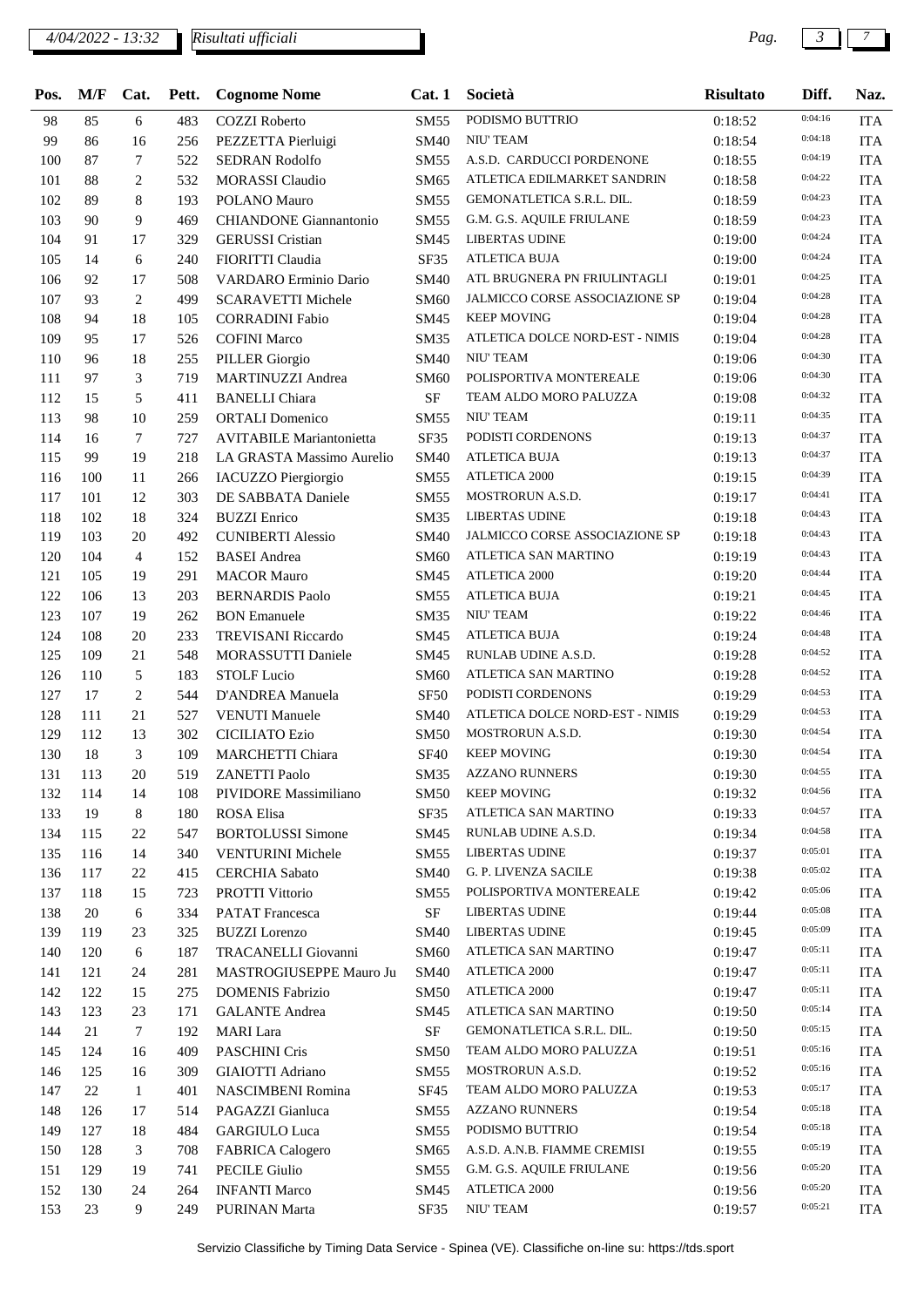| Pos. | M/F | Cat. | Pett. | Cognome Nome | Cat. 1 | Società | Risultato | Diff. | Naz. |
|---|---|---|---|---|---|---|---|---|---|
| 98 | 85 | 6 | 483 | COZZI Roberto | SM55 | PODISMO BUTTRIO | 0:18:52 | 0:04:16 | ITA |
| 99 | 86 | 16 | 256 | PEZZETTA Pierluigi | SM40 | NIU' TEAM | 0:18:54 | 0:04:18 | ITA |
| 100 | 87 | 7 | 522 | SEDRAN Rodolfo | SM55 | A.S.D. CARDUCCI PORDENONE | 0:18:55 | 0:04:19 | ITA |
| 101 | 88 | 2 | 532 | MORASSI Claudio | SM65 | ATLETICA EDILMARKET SANDRIN | 0:18:58 | 0:04:22 | ITA |
| 102 | 89 | 8 | 193 | POLANO Mauro | SM55 | GEMONATLETICA S.R.L. DIL. | 0:18:59 | 0:04:23 | ITA |
| 103 | 90 | 9 | 469 | CHIANDONE Giannantonio | SM55 | G.M. G.S. AQUILE FRIULANE | 0:18:59 | 0:04:23 | ITA |
| 104 | 91 | 17 | 329 | GERUSSI Cristian | SM45 | LIBERTAS UDINE | 0:19:00 | 0:04:24 | ITA |
| 105 | 14 | 6 | 240 | FIORITTI Claudia | SF35 | ATLETICA BUJA | 0:19:00 | 0:04:24 | ITA |
| 106 | 92 | 17 | 508 | VARDARO Erminio Dario | SM40 | ATL BRUGNERA PN FRIULINTAGLI | 0:19:01 | 0:04:25 | ITA |
| 107 | 93 | 2 | 499 | SCARAVETTI Michele | SM60 | JALMICCO CORSE ASSOCIAZIONE SP | 0:19:04 | 0:04:28 | ITA |
| 108 | 94 | 18 | 105 | CORRADINI Fabio | SM45 | KEEP MOVING | 0:19:04 | 0:04:28 | ITA |
| 109 | 95 | 17 | 526 | COFINI Marco | SM35 | ATLETICA DOLCE NORD-EST - NIMIS | 0:19:04 | 0:04:28 | ITA |
| 110 | 96 | 18 | 255 | PILLER Giorgio | SM40 | NIU' TEAM | 0:19:06 | 0:04:30 | ITA |
| 111 | 97 | 3 | 719 | MARTINUZZI Andrea | SM60 | POLISPORTIVA MONTEREALE | 0:19:06 | 0:04:30 | ITA |
| 112 | 15 | 5 | 411 | BANELLI Chiara | SF | TEAM ALDO MORO PALUZZA | 0:19:08 | 0:04:32 | ITA |
| 113 | 98 | 10 | 259 | ORTALI Domenico | SM55 | NIU' TEAM | 0:19:11 | 0:04:35 | ITA |
| 114 | 16 | 7 | 727 | AVITABILE Mariantonietta | SF35 | PODISTI CORDENONS | 0:19:13 | 0:04:37 | ITA |
| 115 | 99 | 19 | 218 | LA GRASTA Massimo Aurelio | SM40 | ATLETICA BUJA | 0:19:13 | 0:04:37 | ITA |
| 116 | 100 | 11 | 266 | IACUZZO Piergiorgio | SM55 | ATLETICA 2000 | 0:19:15 | 0:04:39 | ITA |
| 117 | 101 | 12 | 303 | DE SABBATA Daniele | SM55 | MOSTRORUN A.S.D. | 0:19:17 | 0:04:41 | ITA |
| 118 | 102 | 18 | 324 | BUZZI Enrico | SM35 | LIBERTAS UDINE | 0:19:18 | 0:04:43 | ITA |
| 119 | 103 | 20 | 492 | CUNIBERTI Alessio | SM40 | JALMICCO CORSE ASSOCIAZIONE SP | 0:19:18 | 0:04:43 | ITA |
| 120 | 104 | 4 | 152 | BASEI Andrea | SM60 | ATLETICA SAN MARTINO | 0:19:19 | 0:04:43 | ITA |
| 121 | 105 | 19 | 291 | MACOR Mauro | SM45 | ATLETICA 2000 | 0:19:20 | 0:04:44 | ITA |
| 122 | 106 | 13 | 203 | BERNARDIS Paolo | SM55 | ATLETICA BUJA | 0:19:21 | 0:04:45 | ITA |
| 123 | 107 | 19 | 262 | BON Emanuele | SM35 | NIU' TEAM | 0:19:22 | 0:04:46 | ITA |
| 124 | 108 | 20 | 233 | TREVISANI Riccardo | SM45 | ATLETICA BUJA | 0:19:24 | 0:04:48 | ITA |
| 125 | 109 | 21 | 548 | MORASSUTTI Daniele | SM45 | RUNLAB UDINE A.S.D. | 0:19:28 | 0:04:52 | ITA |
| 126 | 110 | 5 | 183 | STOLF Lucio | SM60 | ATLETICA SAN MARTINO | 0:19:28 | 0:04:52 | ITA |
| 127 | 17 | 2 | 544 | D'ANDREA Manuela | SF50 | PODISTI CORDENONS | 0:19:29 | 0:04:53 | ITA |
| 128 | 111 | 21 | 527 | VENUTI Manuele | SM40 | ATLETICA DOLCE NORD-EST - NIMIS | 0:19:29 | 0:04:53 | ITA |
| 129 | 112 | 13 | 302 | CICILIATO Ezio | SM50 | MOSTRORUN A.S.D. | 0:19:30 | 0:04:54 | ITA |
| 130 | 18 | 3 | 109 | MARCHETTI Chiara | SF40 | KEEP MOVING | 0:19:30 | 0:04:54 | ITA |
| 131 | 113 | 20 | 519 | ZANETTI Paolo | SM35 | AZZANO RUNNERS | 0:19:30 | 0:04:55 | ITA |
| 132 | 114 | 14 | 108 | PIVIDORE Massimiliano | SM50 | KEEP MOVING | 0:19:32 | 0:04:56 | ITA |
| 133 | 19 | 8 | 180 | ROSA Elisa | SF35 | ATLETICA SAN MARTINO | 0:19:33 | 0:04:57 | ITA |
| 134 | 115 | 22 | 547 | BORTOLUSSI Simone | SM45 | RUNLAB UDINE A.S.D. | 0:19:34 | 0:04:58 | ITA |
| 135 | 116 | 14 | 340 | VENTURINI Michele | SM55 | LIBERTAS UDINE | 0:19:37 | 0:05:01 | ITA |
| 136 | 117 | 22 | 415 | CERCHIA Sabato | SM40 | G. P. LIVENZA SACILE | 0:19:38 | 0:05:02 | ITA |
| 137 | 118 | 15 | 723 | PROTTI Vittorio | SM55 | POLISPORTIVA MONTEREALE | 0:19:42 | 0:05:06 | ITA |
| 138 | 20 | 6 | 334 | PATAT Francesca | SF | LIBERTAS UDINE | 0:19:44 | 0:05:08 | ITA |
| 139 | 119 | 23 | 325 | BUZZI Lorenzo | SM40 | LIBERTAS UDINE | 0:19:45 | 0:05:09 | ITA |
| 140 | 120 | 6 | 187 | TRACANELLI Giovanni | SM60 | ATLETICA SAN MARTINO | 0:19:47 | 0:05:11 | ITA |
| 141 | 121 | 24 | 281 | MASTROGIUSEPPE Mauro Ju | SM40 | ATLETICA 2000 | 0:19:47 | 0:05:11 | ITA |
| 142 | 122 | 15 | 275 | DOMENIS Fabrizio | SM50 | ATLETICA 2000 | 0:19:47 | 0:05:11 | ITA |
| 143 | 123 | 23 | 171 | GALANTE Andrea | SM45 | ATLETICA SAN MARTINO | 0:19:50 | 0:05:14 | ITA |
| 144 | 21 | 7 | 192 | MARI Lara | SF | GEMONATLETICA S.R.L. DIL. | 0:19:50 | 0:05:15 | ITA |
| 145 | 124 | 16 | 409 | PASCHINI Cris | SM50 | TEAM ALDO MORO PALUZZA | 0:19:51 | 0:05:16 | ITA |
| 146 | 125 | 16 | 309 | GIAIOTTI Adriano | SM55 | MOSTRORUN A.S.D. | 0:19:52 | 0:05:16 | ITA |
| 147 | 22 | 1 | 401 | NASCIMBENI Romina | SF45 | TEAM ALDO MORO PALUZZA | 0:19:53 | 0:05:17 | ITA |
| 148 | 126 | 17 | 514 | PAGAZZI Gianluca | SM55 | AZZANO RUNNERS | 0:19:54 | 0:05:18 | ITA |
| 149 | 127 | 18 | 484 | GARGIULO Luca | SM55 | PODISMO BUTTRIO | 0:19:54 | 0:05:18 | ITA |
| 150 | 128 | 3 | 708 | FABRICA Calogero | SM65 | A.S.D. A.N.B. FIAMME CREMISI | 0:19:55 | 0:05:19 | ITA |
| 151 | 129 | 19 | 741 | PECILE Giulio | SM55 | G.M. G.S. AQUILE FRIULANE | 0:19:56 | 0:05:20 | ITA |
| 152 | 130 | 24 | 264 | INFANTI Marco | SM45 | ATLETICA 2000 | 0:19:56 | 0:05:20 | ITA |
| 153 | 23 | 9 | 249 | PURINAN Marta | SF35 | NIU' TEAM | 0:19:57 | 0:05:21 | ITA |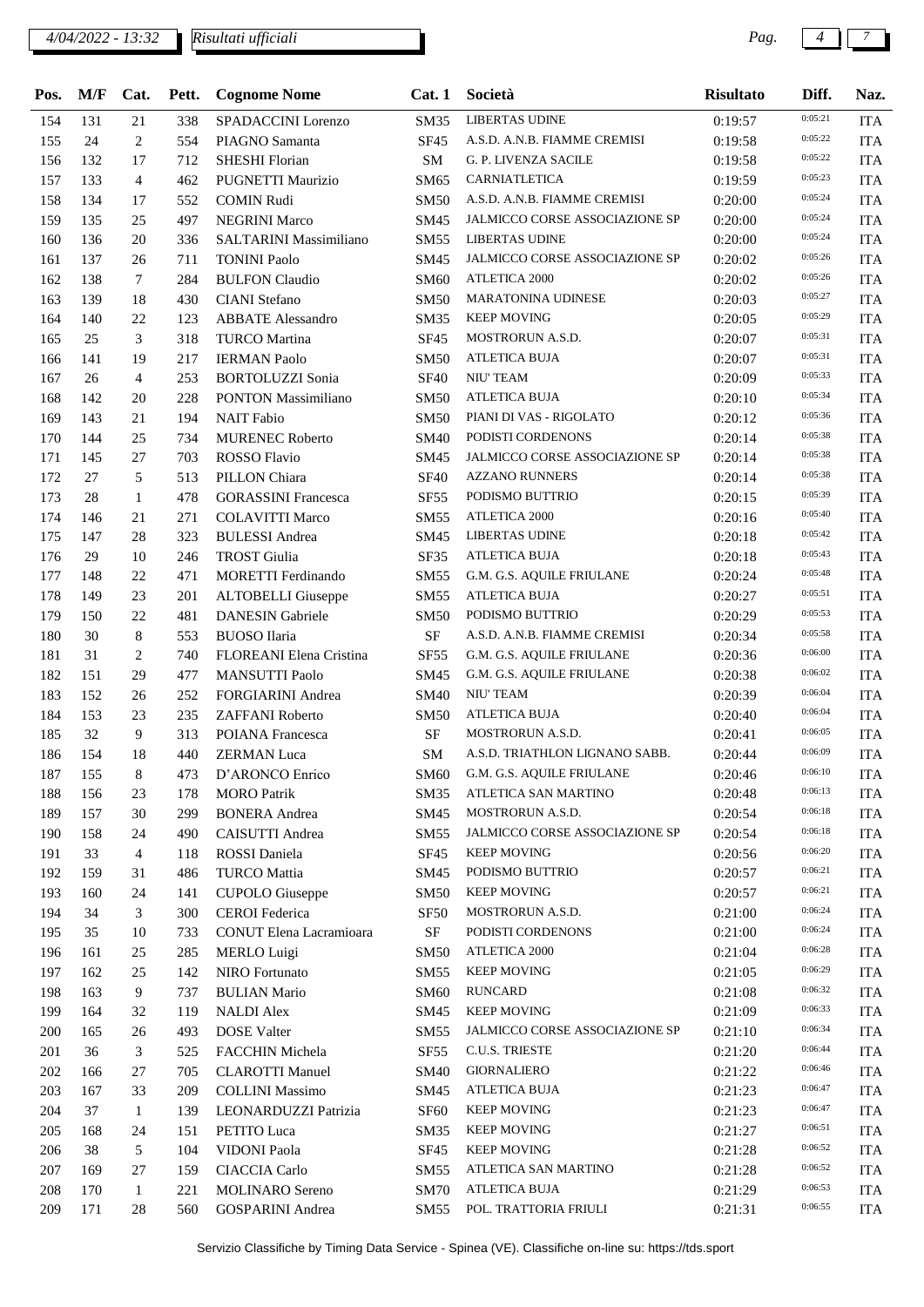| Pos. | M/F | Cat. | Pett. | Cognome Nome | Cat. 1 | Società | Risultato | Diff. | Naz. |
|---|---|---|---|---|---|---|---|---|---|
| 154 | 131 | 21 | 338 | SPADACCINI Lorenzo | SM35 | LIBERTAS UDINE | 0:19:57 | 0:05:21 | ITA |
| 155 | 24 | 2 | 554 | PIAGNO Samanta | SF45 | A.S.D. A.N.B. FIAMME CREMISI | 0:19:58 | 0:05:22 | ITA |
| 156 | 132 | 17 | 712 | SHESHI Florian | SM | G. P. LIVENZA SACILE | 0:19:58 | 0:05:22 | ITA |
| 157 | 133 | 4 | 462 | PUGNETTI Maurizio | SM65 | CARNIATLETICA | 0:19:59 | 0:05:23 | ITA |
| 158 | 134 | 17 | 552 | COMIN Rudi | SM50 | A.S.D. A.N.B. FIAMME CREMISI | 0:20:00 | 0:05:24 | ITA |
| 159 | 135 | 25 | 497 | NEGRINI Marco | SM45 | JALMICCO CORSE ASSOCIAZIONE SP | 0:20:00 | 0:05:24 | ITA |
| 160 | 136 | 20 | 336 | SALTARINI Massimiliano | SM55 | LIBERTAS UDINE | 0:20:00 | 0:05:24 | ITA |
| 161 | 137 | 26 | 711 | TONINI Paolo | SM45 | JALMICCO CORSE ASSOCIAZIONE SP | 0:20:02 | 0:05:26 | ITA |
| 162 | 138 | 7 | 284 | BULFON Claudio | SM60 | ATLETICA 2000 | 0:20:02 | 0:05:26 | ITA |
| 163 | 139 | 18 | 430 | CIANI Stefano | SM50 | MARATONINA UDINESE | 0:20:03 | 0:05:27 | ITA |
| 164 | 140 | 22 | 123 | ABBATE Alessandro | SM35 | KEEP MOVING | 0:20:05 | 0:05:29 | ITA |
| 165 | 25 | 3 | 318 | TURCO Martina | SF45 | MOSTRORUN A.S.D. | 0:20:07 | 0:05:31 | ITA |
| 166 | 141 | 19 | 217 | IERMAN Paolo | SM50 | ATLETICA BUJA | 0:20:07 | 0:05:31 | ITA |
| 167 | 26 | 4 | 253 | BORTOLUZZI Sonia | SF40 | NIU' TEAM | 0:20:09 | 0:05:33 | ITA |
| 168 | 142 | 20 | 228 | PONTON Massimiliano | SM50 | ATLETICA BUJA | 0:20:10 | 0:05:34 | ITA |
| 169 | 143 | 21 | 194 | NAIT Fabio | SM50 | PIANI DI VAS - RIGOLATO | 0:20:12 | 0:05:36 | ITA |
| 170 | 144 | 25 | 734 | MURENEC Roberto | SM40 | PODISTI CORDENONS | 0:20:14 | 0:05:38 | ITA |
| 171 | 145 | 27 | 703 | ROSSO Flavio | SM45 | JALMICCO CORSE ASSOCIAZIONE SP | 0:20:14 | 0:05:38 | ITA |
| 172 | 27 | 5 | 513 | PILLON Chiara | SF40 | AZZANO RUNNERS | 0:20:14 | 0:05:38 | ITA |
| 173 | 28 | 1 | 478 | GORASSINI Francesca | SF55 | PODISMO BUTTRIO | 0:20:15 | 0:05:39 | ITA |
| 174 | 146 | 21 | 271 | COLAVITTI Marco | SM55 | ATLETICA 2000 | 0:20:16 | 0:05:40 | ITA |
| 175 | 147 | 28 | 323 | BULESSI Andrea | SM45 | LIBERTAS UDINE | 0:20:18 | 0:05:42 | ITA |
| 176 | 29 | 10 | 246 | TROST Giulia | SF35 | ATLETICA BUJA | 0:20:18 | 0:05:43 | ITA |
| 177 | 148 | 22 | 471 | MORETTI Ferdinando | SM55 | G.M. G.S. AQUILE FRIULANE | 0:20:24 | 0:05:48 | ITA |
| 178 | 149 | 23 | 201 | ALTOBELLI Giuseppe | SM55 | ATLETICA BUJA | 0:20:27 | 0:05:51 | ITA |
| 179 | 150 | 22 | 481 | DANESIN Gabriele | SM50 | PODISMO BUTTRIO | 0:20:29 | 0:05:53 | ITA |
| 180 | 30 | 8 | 553 | BUOSO Ilaria | SF | A.S.D. A.N.B. FIAMME CREMISI | 0:20:34 | 0:05:58 | ITA |
| 181 | 31 | 2 | 740 | FLOREANI Elena Cristina | SF55 | G.M. G.S. AQUILE FRIULANE | 0:20:36 | 0:06:00 | ITA |
| 182 | 151 | 29 | 477 | MANSUTTI Paolo | SM45 | G.M. G.S. AQUILE FRIULANE | 0:20:38 | 0:06:02 | ITA |
| 183 | 152 | 26 | 252 | FORGIARINI Andrea | SM40 | NIU' TEAM | 0:20:39 | 0:06:04 | ITA |
| 184 | 153 | 23 | 235 | ZAFFANI Roberto | SM50 | ATLETICA BUJA | 0:20:40 | 0:06:04 | ITA |
| 185 | 32 | 9 | 313 | POIANA Francesca | SF | MOSTRORUN A.S.D. | 0:20:41 | 0:06:05 | ITA |
| 186 | 154 | 18 | 440 | ZERMAN Luca | SM | A.S.D. TRIATHLON LIGNANO SABB. | 0:20:44 | 0:06:09 | ITA |
| 187 | 155 | 8 | 473 | D'ARONCO Enrico | SM60 | G.M. G.S. AQUILE FRIULANE | 0:20:46 | 0:06:10 | ITA |
| 188 | 156 | 23 | 178 | MORO Patrik | SM35 | ATLETICA SAN MARTINO | 0:20:48 | 0:06:13 | ITA |
| 189 | 157 | 30 | 299 | BONERA Andrea | SM45 | MOSTRORUN A.S.D. | 0:20:54 | 0:06:18 | ITA |
| 190 | 158 | 24 | 490 | CAISUTTI Andrea | SM55 | JALMICCO CORSE ASSOCIAZIONE SP | 0:20:54 | 0:06:18 | ITA |
| 191 | 33 | 4 | 118 | ROSSI Daniela | SF45 | KEEP MOVING | 0:20:56 | 0:06:20 | ITA |
| 192 | 159 | 31 | 486 | TURCO Mattia | SM45 | PODISMO BUTTRIO | 0:20:57 | 0:06:21 | ITA |
| 193 | 160 | 24 | 141 | CUPOLO Giuseppe | SM50 | KEEP MOVING | 0:20:57 | 0:06:21 | ITA |
| 194 | 34 | 3 | 300 | CEROI Federica | SF50 | MOSTRORUN A.S.D. | 0:21:00 | 0:06:24 | ITA |
| 195 | 35 | 10 | 733 | CONUT Elena Lacramioara | SF | PODISTI CORDENONS | 0:21:00 | 0:06:24 | ITA |
| 196 | 161 | 25 | 285 | MERLO Luigi | SM50 | ATLETICA 2000 | 0:21:04 | 0:06:28 | ITA |
| 197 | 162 | 25 | 142 | NIRO Fortunato | SM55 | KEEP MOVING | 0:21:05 | 0:06:29 | ITA |
| 198 | 163 | 9 | 737 | BULIAN Mario | SM60 | RUNCARD | 0:21:08 | 0:06:32 | ITA |
| 199 | 164 | 32 | 119 | NALDI Alex | SM45 | KEEP MOVING | 0:21:09 | 0:06:33 | ITA |
| 200 | 165 | 26 | 493 | DOSE Valter | SM55 | JALMICCO CORSE ASSOCIAZIONE SP | 0:21:10 | 0:06:34 | ITA |
| 201 | 36 | 3 | 525 | FACCHIN Michela | SF55 | C.U.S. TRIESTE | 0:21:20 | 0:06:44 | ITA |
| 202 | 166 | 27 | 705 | CLAROTTI Manuel | SM40 | GIORNALIERO | 0:21:22 | 0:06:46 | ITA |
| 203 | 167 | 33 | 209 | COLLINI Massimo | SM45 | ATLETICA BUJA | 0:21:23 | 0:06:47 | ITA |
| 204 | 37 | 1 | 139 | LEONARDUZZI Patrizia | SF60 | KEEP MOVING | 0:21:23 | 0:06:47 | ITA |
| 205 | 168 | 24 | 151 | PETITO Luca | SM35 | KEEP MOVING | 0:21:27 | 0:06:51 | ITA |
| 206 | 38 | 5 | 104 | VIDONI Paola | SF45 | KEEP MOVING | 0:21:28 | 0:06:52 | ITA |
| 207 | 169 | 27 | 159 | CIACCIA Carlo | SM55 | ATLETICA SAN MARTINO | 0:21:28 | 0:06:52 | ITA |
| 208 | 170 | 1 | 221 | MOLINARO Sereno | SM70 | ATLETICA BUJA | 0:21:29 | 0:06:53 | ITA |
| 209 | 171 | 28 | 560 | GOSPARINI Andrea | SM55 | POL. TRATTORIA FRIULI | 0:21:31 | 0:06:55 | ITA |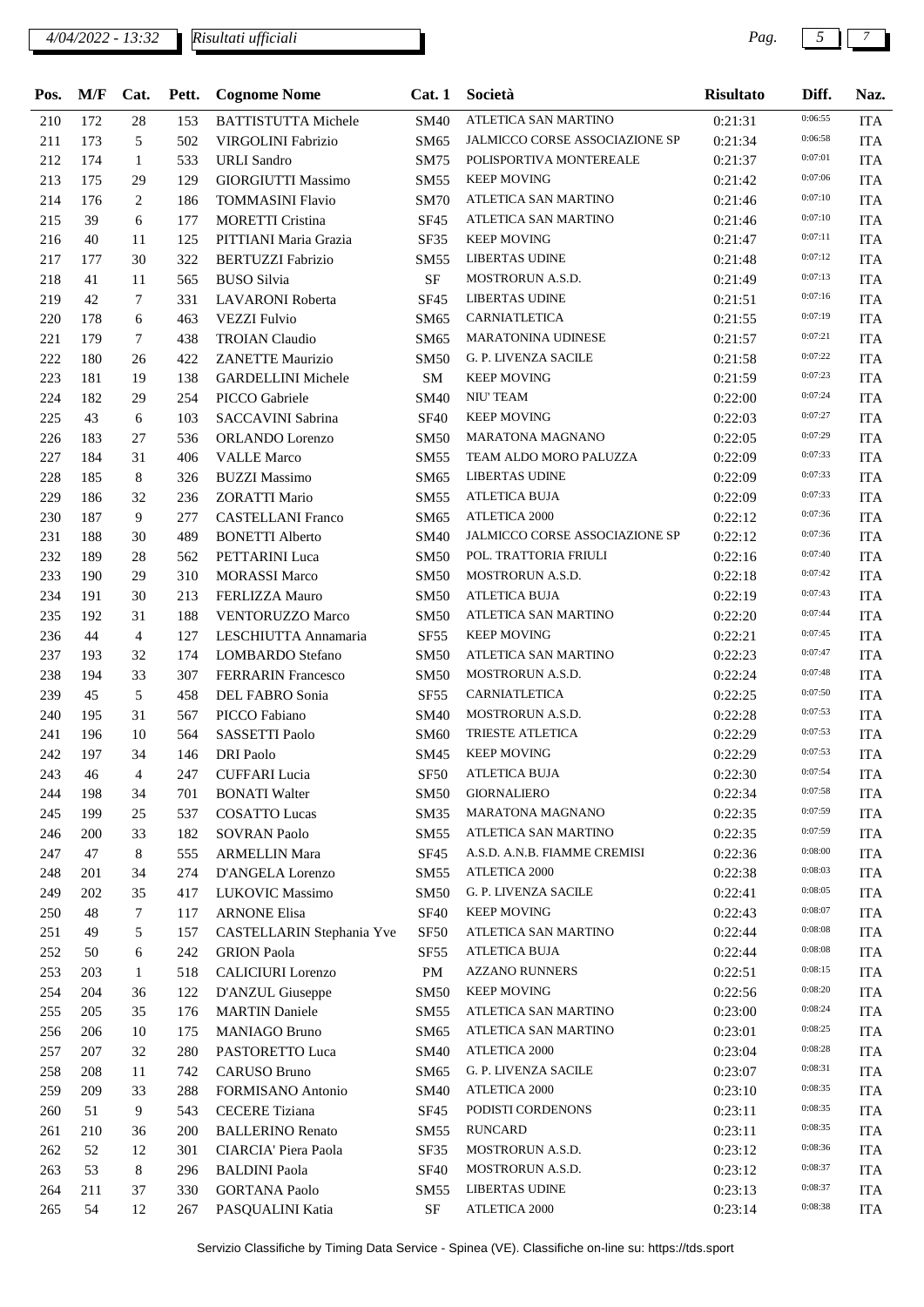*Risultati ufficiali*

| Pos. | M/F | Cat. | Pett. | Cognome Nome | Cat. 1 | Società | Risultato | Diff. | Naz. |
|---|---|---|---|---|---|---|---|---|---|
| 210 | 172 | 28 | 153 | BATTISTUTTA Michele | SM40 | ATLETICA SAN MARTINO | 0:21:31 | 0:06:55 | ITA |
| 211 | 173 | 5 | 502 | VIRGOLINI Fabrizio | SM65 | JALMICCO CORSE ASSOCIAZIONE SP | 0:21:34 | 0:06:58 | ITA |
| 212 | 174 | 1 | 533 | URLI Sandro | SM75 | POLISPORTIVA MONTEREALE | 0:21:37 | 0:07:01 | ITA |
| 213 | 175 | 29 | 129 | GIORGIUTTI Massimo | SM55 | KEEP MOVING | 0:21:42 | 0:07:06 | ITA |
| 214 | 176 | 2 | 186 | TOMMASINI Flavio | SM70 | ATLETICA SAN MARTINO | 0:21:46 | 0:07:10 | ITA |
| 215 | 39 | 6 | 177 | MORETTI Cristina | SF45 | ATLETICA SAN MARTINO | 0:21:46 | 0:07:10 | ITA |
| 216 | 40 | 11 | 125 | PITTIANI Maria Grazia | SF35 | KEEP MOVING | 0:21:47 | 0:07:11 | ITA |
| 217 | 177 | 30 | 322 | BERTUZZI Fabrizio | SM55 | LIBERTAS UDINE | 0:21:48 | 0:07:12 | ITA |
| 218 | 41 | 11 | 565 | BUSO Silvia | SF | MOSTRORUN A.S.D. | 0:21:49 | 0:07:13 | ITA |
| 219 | 42 | 7 | 331 | LAVARONI Roberta | SF45 | LIBERTAS UDINE | 0:21:51 | 0:07:16 | ITA |
| 220 | 178 | 6 | 463 | VEZZI Fulvio | SM65 | CARNIATLETICA | 0:21:55 | 0:07:19 | ITA |
| 221 | 179 | 7 | 438 | TROIAN Claudio | SM65 | MARATONINA UDINESE | 0:21:57 | 0:07:21 | ITA |
| 222 | 180 | 26 | 422 | ZANETTE Maurizio | SM50 | G. P. LIVENZA SACILE | 0:21:58 | 0:07:22 | ITA |
| 223 | 181 | 19 | 138 | GARDELLINI Michele | SM | KEEP MOVING | 0:21:59 | 0:07:23 | ITA |
| 224 | 182 | 29 | 254 | PICCO Gabriele | SM40 | NIU' TEAM | 0:22:00 | 0:07:24 | ITA |
| 225 | 43 | 6 | 103 | SACCAVINI Sabrina | SF40 | KEEP MOVING | 0:22:03 | 0:07:27 | ITA |
| 226 | 183 | 27 | 536 | ORLANDO Lorenzo | SM50 | MARATONA MAGNANO | 0:22:05 | 0:07:29 | ITA |
| 227 | 184 | 31 | 406 | VALLE Marco | SM55 | TEAM ALDO MORO PALUZZA | 0:22:09 | 0:07:33 | ITA |
| 228 | 185 | 8 | 326 | BUZZI Massimo | SM65 | LIBERTAS UDINE | 0:22:09 | 0:07:33 | ITA |
| 229 | 186 | 32 | 236 | ZORATTI Mario | SM55 | ATLETICA BUJA | 0:22:09 | 0:07:33 | ITA |
| 230 | 187 | 9 | 277 | CASTELLANI Franco | SM65 | ATLETICA 2000 | 0:22:12 | 0:07:36 | ITA |
| 231 | 188 | 30 | 489 | BONETTI Alberto | SM40 | JALMICCO CORSE ASSOCIAZIONE SP | 0:22:12 | 0:07:36 | ITA |
| 232 | 189 | 28 | 562 | PETTARINI Luca | SM50 | POL. TRATTORIA FRIULI | 0:22:16 | 0:07:40 | ITA |
| 233 | 190 | 29 | 310 | MORASSI Marco | SM50 | MOSTRORUN A.S.D. | 0:22:18 | 0:07:42 | ITA |
| 234 | 191 | 30 | 213 | FERLIZZA Mauro | SM50 | ATLETICA BUJA | 0:22:19 | 0:07:43 | ITA |
| 235 | 192 | 31 | 188 | VENTORUZZO Marco | SM50 | ATLETICA SAN MARTINO | 0:22:20 | 0:07:44 | ITA |
| 236 | 44 | 4 | 127 | LESCHIUTTA Annamaria | SF55 | KEEP MOVING | 0:22:21 | 0:07:45 | ITA |
| 237 | 193 | 32 | 174 | LOMBARDO Stefano | SM50 | ATLETICA SAN MARTINO | 0:22:23 | 0:07:47 | ITA |
| 238 | 194 | 33 | 307 | FERRARIN Francesco | SM50 | MOSTRORUN A.S.D. | 0:22:24 | 0:07:48 | ITA |
| 239 | 45 | 5 | 458 | DEL FABRO Sonia | SF55 | CARNIATLETICA | 0:22:25 | 0:07:50 | ITA |
| 240 | 195 | 31 | 567 | PICCO Fabiano | SM40 | MOSTRORUN A.S.D. | 0:22:28 | 0:07:53 | ITA |
| 241 | 196 | 10 | 564 | SASSETTI Paolo | SM60 | TRIESTE ATLETICA | 0:22:29 | 0:07:53 | ITA |
| 242 | 197 | 34 | 146 | DRI Paolo | SM45 | KEEP MOVING | 0:22:29 | 0:07:53 | ITA |
| 243 | 46 | 4 | 247 | CUFFARI Lucia | SF50 | ATLETICA BUJA | 0:22:30 | 0:07:54 | ITA |
| 244 | 198 | 34 | 701 | BONATI Walter | SM50 | GIORNALIERO | 0:22:34 | 0:07:58 | ITA |
| 245 | 199 | 25 | 537 | COSATTO Lucas | SM35 | MARATONA MAGNANO | 0:22:35 | 0:07:59 | ITA |
| 246 | 200 | 33 | 182 | SOVRAN Paolo | SM55 | ATLETICA SAN MARTINO | 0:22:35 | 0:07:59 | ITA |
| 247 | 47 | 8 | 555 | ARMELLIN Mara | SF45 | A.S.D. A.N.B. FIAMME CREMISI | 0:22:36 | 0:08:00 | ITA |
| 248 | 201 | 34 | 274 | D'ANGELA Lorenzo | SM55 | ATLETICA 2000 | 0:22:38 | 0:08:03 | ITA |
| 249 | 202 | 35 | 417 | LUKOVIC Massimo | SM50 | G. P. LIVENZA SACILE | 0:22:41 | 0:08:05 | ITA |
| 250 | 48 | 7 | 117 | ARNONE Elisa | SF40 | KEEP MOVING | 0:22:43 | 0:08:07 | ITA |
| 251 | 49 | 5 | 157 | CASTELLARIN Stephania Yve | SF50 | ATLETICA SAN MARTINO | 0:22:44 | 0:08:08 | ITA |
| 252 | 50 | 6 | 242 | GRION Paola | SF55 | ATLETICA BUJA | 0:22:44 | 0:08:08 | ITA |
| 253 | 203 | 1 | 518 | CALICIURI Lorenzo | PM | AZZANO RUNNERS | 0:22:51 | 0:08:15 | ITA |
| 254 | 204 | 36 | 122 | D'ANZUL Giuseppe | SM50 | KEEP MOVING | 0:22:56 | 0:08:20 | ITA |
| 255 | 205 | 35 | 176 | MARTIN Daniele | SM55 | ATLETICA SAN MARTINO | 0:23:00 | 0:08:24 | ITA |
| 256 | 206 | 10 | 175 | MANIAGO Bruno | SM65 | ATLETICA SAN MARTINO | 0:23:01 | 0:08:25 | ITA |
| 257 | 207 | 32 | 280 | PASTORETTO Luca | SM40 | ATLETICA 2000 | 0:23:04 | 0:08:28 | ITA |
| 258 | 208 | 11 | 742 | CARUSO Bruno | SM65 | G. P. LIVENZA SACILE | 0:23:07 | 0:08:31 | ITA |
| 259 | 209 | 33 | 288 | FORMISANO Antonio | SM40 | ATLETICA 2000 | 0:23:10 | 0:08:35 | ITA |
| 260 | 51 | 9 | 543 | CECERE Tiziana | SF45 | PODISTI CORDENONS | 0:23:11 | 0:08:35 | ITA |
| 261 | 210 | 36 | 200 | BALLERINO Renato | SM55 | RUNCARD | 0:23:11 | 0:08:35 | ITA |
| 262 | 52 | 12 | 301 | CIARCIA' Piera Paola | SF35 | MOSTRORUN A.S.D. | 0:23:12 | 0:08:36 | ITA |
| 263 | 53 | 8 | 296 | BALDINI Paola | SF40 | MOSTRORUN A.S.D. | 0:23:12 | 0:08:37 | ITA |
| 264 | 211 | 37 | 330 | GORTANA Paolo | SM55 | LIBERTAS UDINE | 0:23:13 | 0:08:37 | ITA |
| 265 | 54 | 12 | 267 | PASQUALINI Katia | SF | ATLETICA 2000 | 0:23:14 | 0:08:38 | ITA |

Servizio Classifiche by Timing Data Service - Spinea (VE). Classifiche on-line su: https://tds.sport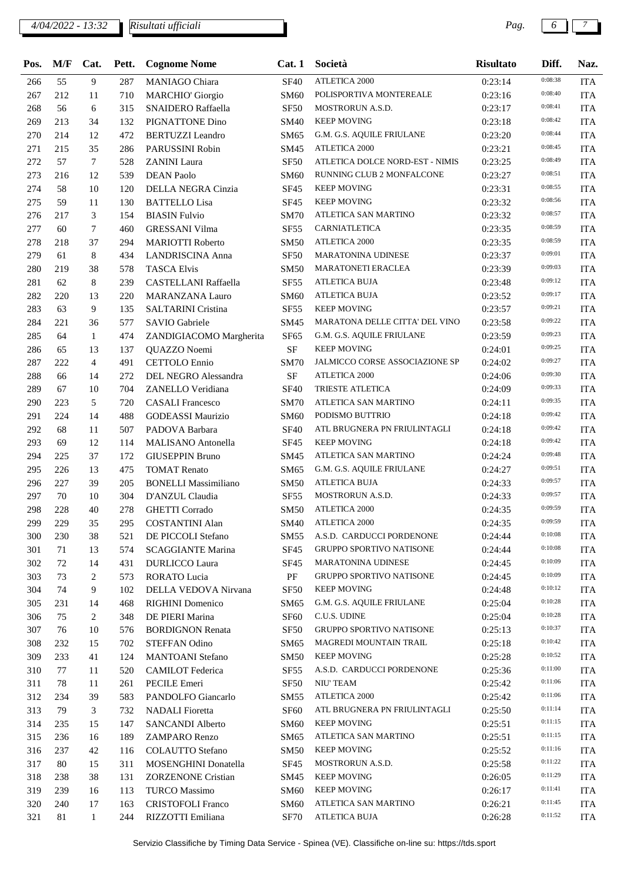*4/04/2022 - 13:32* *Risultati ufficiali*

| Pos. | M/F | Cat. | Pett. | Cognome Nome | Cat. 1 | Società | Risultato | Diff. | Naz. |
|---|---|---|---|---|---|---|---|---|---|
| 266 | 55 | 9 | 287 | MANIAGO Chiara | SF40 | ATLETICA 2000 | 0:23:14 | 0:08:38 | ITA |
| 267 | 212 | 11 | 710 | MARCHIO' Giorgio | SM60 | POLISPORTIVA MONTEREALE | 0:23:16 | 0:08:40 | ITA |
| 268 | 56 | 6 | 315 | SNAIDERO Raffaella | SF50 | MOSTRORUN A.S.D. | 0:23:17 | 0:08:41 | ITA |
| 269 | 213 | 34 | 132 | PIGNATTONE Dino | SM40 | KEEP MOVING | 0:23:18 | 0:08:42 | ITA |
| 270 | 214 | 12 | 472 | BERTUZZI Leandro | SM65 | G.M. G.S. AQUILE FRIULANE | 0:23:20 | 0:08:44 | ITA |
| 271 | 215 | 35 | 286 | PARUSSINI Robin | SM45 | ATLETICA 2000 | 0:23:21 | 0:08:45 | ITA |
| 272 | 57 | 7 | 528 | ZANINI Laura | SF50 | ATLETICA DOLCE NORD-EST - NIMIS | 0:23:25 | 0:08:49 | ITA |
| 273 | 216 | 12 | 539 | DEAN Paolo | SM60 | RUNNING CLUB 2 MONFALCONE | 0:23:27 | 0:08:51 | ITA |
| 274 | 58 | 10 | 120 | DELLA NEGRA Cinzia | SF45 | KEEP MOVING | 0:23:31 | 0:08:55 | ITA |
| 275 | 59 | 11 | 130 | BATTELLO Lisa | SF45 | KEEP MOVING | 0:23:32 | 0:08:56 | ITA |
| 276 | 217 | 3 | 154 | BIASIN Fulvio | SM70 | ATLETICA SAN MARTINO | 0:23:32 | 0:08:57 | ITA |
| 277 | 60 | 7 | 460 | GRESSANI Vilma | SF55 | CARNIATLETICA | 0:23:35 | 0:08:59 | ITA |
| 278 | 218 | 37 | 294 | MARIOTTI Roberto | SM50 | ATLETICA 2000 | 0:23:35 | 0:08:59 | ITA |
| 279 | 61 | 8 | 434 | LANDRISCINA Anna | SF50 | MARATONINA UDINESE | 0:23:37 | 0:09:01 | ITA |
| 280 | 219 | 38 | 578 | TASCA Elvis | SM50 | MARATONETI ERACLEA | 0:23:39 | 0:09:03 | ITA |
| 281 | 62 | 8 | 239 | CASTELLANI Raffaella | SF55 | ATLETICA BUJA | 0:23:48 | 0:09:12 | ITA |
| 282 | 220 | 13 | 220 | MARANZANA Lauro | SM60 | ATLETICA BUJA | 0:23:52 | 0:09:17 | ITA |
| 283 | 63 | 9 | 135 | SALTARINI Cristina | SF55 | KEEP MOVING | 0:23:57 | 0:09:21 | ITA |
| 284 | 221 | 36 | 577 | SAVIO Gabriele | SM45 | MARATONA DELLE CITTA' DEL VINO | 0:23:58 | 0:09:22 | ITA |
| 285 | 64 | 1 | 474 | ZANDIGIACOMO Margherita | SF65 | G.M. G.S. AQUILE FRIULANE | 0:23:59 | 0:09:23 | ITA |
| 286 | 65 | 13 | 137 | QUAZZO Noemi | SF | KEEP MOVING | 0:24:01 | 0:09:25 | ITA |
| 287 | 222 | 4 | 491 | CETTOLO Ennio | SM70 | JALMICCO CORSE ASSOCIAZIONE SP | 0:24:02 | 0:09:27 | ITA |
| 288 | 66 | 14 | 272 | DEL NEGRO Alessandra | SF | ATLETICA 2000 | 0:24:06 | 0:09:30 | ITA |
| 289 | 67 | 10 | 704 | ZANELLO Veridiana | SF40 | TRIESTE ATLETICA | 0:24:09 | 0:09:33 | ITA |
| 290 | 223 | 5 | 720 | CASALI Francesco | SM70 | ATLETICA SAN MARTINO | 0:24:11 | 0:09:35 | ITA |
| 291 | 224 | 14 | 488 | GODEASSI Maurizio | SM60 | PODISMO BUTTRIO | 0:24:18 | 0:09:42 | ITA |
| 292 | 68 | 11 | 507 | PADOVA Barbara | SF40 | ATL BRUGNERA PN FRIULINTAGLI | 0:24:18 | 0:09:42 | ITA |
| 293 | 69 | 12 | 114 | MALISANO Antonella | SF45 | KEEP MOVING | 0:24:18 | 0:09:42 | ITA |
| 294 | 225 | 37 | 172 | GIUSEPPIN Bruno | SM45 | ATLETICA SAN MARTINO | 0:24:24 | 0:09:48 | ITA |
| 295 | 226 | 13 | 475 | TOMAT Renato | SM65 | G.M. G.S. AQUILE FRIULANE | 0:24:27 | 0:09:51 | ITA |
| 296 | 227 | 39 | 205 | BONELLI Massimiliano | SM50 | ATLETICA BUJA | 0:24:33 | 0:09:57 | ITA |
| 297 | 70 | 10 | 304 | D'ANZUL Claudia | SF55 | MOSTRORUN A.S.D. | 0:24:33 | 0:09:57 | ITA |
| 298 | 228 | 40 | 278 | GHETTI Corrado | SM50 | ATLETICA 2000 | 0:24:35 | 0:09:59 | ITA |
| 299 | 229 | 35 | 295 | COSTANTINI Alan | SM40 | ATLETICA 2000 | 0:24:35 | 0:09:59 | ITA |
| 300 | 230 | 38 | 521 | DE PICCOLI Stefano | SM55 | A.S.D. CARDUCCI PORDENONE | 0:24:44 | 0:10:08 | ITA |
| 301 | 71 | 13 | 574 | SCAGGIANTE Marina | SF45 | GRUPPO SPORTIVO NATISONE | 0:24:44 | 0:10:08 | ITA |
| 302 | 72 | 14 | 431 | DURLICCO Laura | SF45 | MARATONINA UDINESE | 0:24:45 | 0:10:09 | ITA |
| 303 | 73 | 2 | 573 | RORATO Lucia | PF | GRUPPO SPORTIVO NATISONE | 0:24:45 | 0:10:09 | ITA |
| 304 | 74 | 9 | 102 | DELLA VEDOVA Nirvana | SF50 | KEEP MOVING | 0:24:48 | 0:10:12 | ITA |
| 305 | 231 | 14 | 468 | RIGHINI Domenico | SM65 | G.M. G.S. AQUILE FRIULANE | 0:25:04 | 0:10:28 | ITA |
| 306 | 75 | 2 | 348 | DE PIERI Marina | SF60 | C.U.S. UDINE | 0:25:04 | 0:10:28 | ITA |
| 307 | 76 | 10 | 576 | BORDIGNON Renata | SF50 | GRUPPO SPORTIVO NATISONE | 0:25:13 | 0:10:37 | ITA |
| 308 | 232 | 15 | 702 | STEFFAN Odino | SM65 | MAGREDI MOUNTAIN TRAIL | 0:25:18 | 0:10:42 | ITA |
| 309 | 233 | 41 | 124 | MANTOANI Stefano | SM50 | KEEP MOVING | 0:25:28 | 0:10:52 | ITA |
| 310 | 77 | 11 | 520 | CAMILOT Federica | SF55 | A.S.D. CARDUCCI PORDENONE | 0:25:36 | 0:11:00 | ITA |
| 311 | 78 | 11 | 261 | PECILE Emeri | SF50 | NIU' TEAM | 0:25:42 | 0:11:06 | ITA |
| 312 | 234 | 39 | 583 | PANDOLFO Giancarlo | SM55 | ATLETICA 2000 | 0:25:42 | 0:11:06 | ITA |
| 313 | 79 | 3 | 732 | NADALI Fioretta | SF60 | ATL BRUGNERA PN FRIULINTAGLI | 0:25:50 | 0:11:14 | ITA |
| 314 | 235 | 15 | 147 | SANCANDI Alberto | SM60 | KEEP MOVING | 0:25:51 | 0:11:15 | ITA |
| 315 | 236 | 16 | 189 | ZAMPARO Renzo | SM65 | ATLETICA SAN MARTINO | 0:25:51 | 0:11:15 | ITA |
| 316 | 237 | 42 | 116 | COLAUTTO Stefano | SM50 | KEEP MOVING | 0:25:52 | 0:11:16 | ITA |
| 317 | 80 | 15 | 311 | MOSENGHINI Donatella | SF45 | MOSTRORUN A.S.D. | 0:25:58 | 0:11:22 | ITA |
| 318 | 238 | 38 | 131 | ZORZENONE Cristian | SM45 | KEEP MOVING | 0:26:05 | 0:11:29 | ITA |
| 319 | 239 | 16 | 113 | TURCO Massimo | SM60 | KEEP MOVING | 0:26:17 | 0:11:41 | ITA |
| 320 | 240 | 17 | 163 | CRISTOFOLI Franco | SM60 | ATLETICA SAN MARTINO | 0:26:21 | 0:11:45 | ITA |
| 321 | 81 | 1 | 244 | RIZZOTTI Emiliana | SF70 | ATLETICA BUJA | 0:26:28 | 0:11:52 | ITA |

Servizio Classifiche by Timing Data Service - Spinea (VE). Classifiche on-line su: https://tds.sport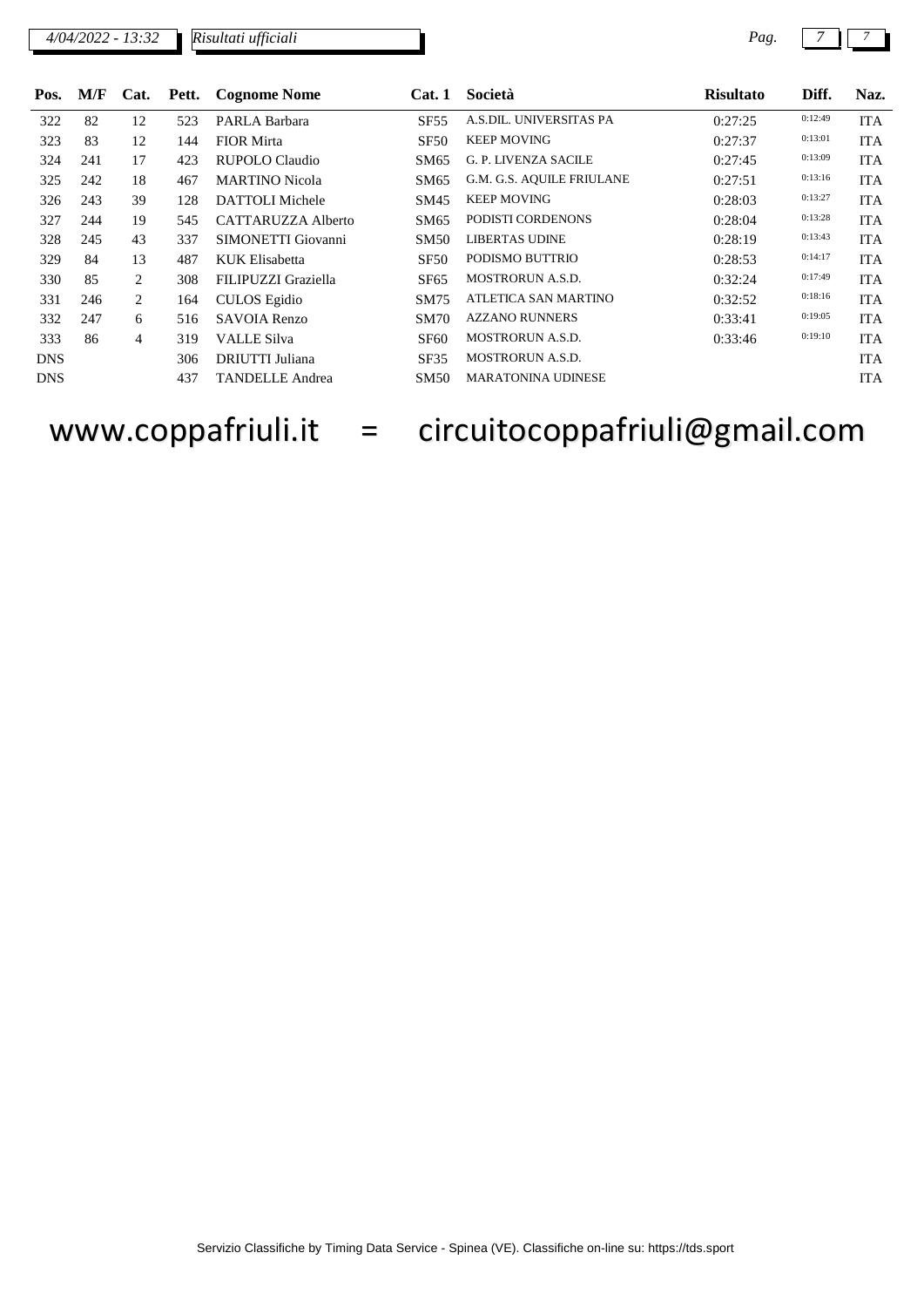| Pos. | M/F | Cat. | Pett. | Cognome Nome | Cat. 1 | Società | Risultato | Diff. | Naz. |
|---|---|---|---|---|---|---|---|---|---|
| 322 | 82 | 12 | 523 | PARLA Barbara | SF55 | A.S.DIL. UNIVERSITAS PA | 0:27:25 | 0:12:49 | ITA |
| 323 | 83 | 12 | 144 | FIOR Mirta | SF50 | KEEP MOVING | 0:27:37 | 0:13:01 | ITA |
| 324 | 241 | 17 | 423 | RUPOLO Claudio | SM65 | G. P. LIVENZA SACILE | 0:27:45 | 0:13:09 | ITA |
| 325 | 242 | 18 | 467 | MARTINO Nicola | SM65 | G.M. G.S. AQUILE FRIULANE | 0:27:51 | 0:13:16 | ITA |
| 326 | 243 | 39 | 128 | DATTOLI Michele | SM45 | KEEP MOVING | 0:28:03 | 0:13:27 | ITA |
| 327 | 244 | 19 | 545 | CATTARUZZA Alberto | SM65 | PODISTI CORDENONS | 0:28:04 | 0:13:28 | ITA |
| 328 | 245 | 43 | 337 | SIMONETTI Giovanni | SM50 | LIBERTAS UDINE | 0:28:19 | 0:13:43 | ITA |
| 329 | 84 | 13 | 487 | KUK Elisabetta | SF50 | PODISMO BUTTRIO | 0:28:53 | 0:14:17 | ITA |
| 330 | 85 | 2 | 308 | FILIPUZZI Graziella | SF65 | MOSTRORUN A.S.D. | 0:32:24 | 0:17:49 | ITA |
| 331 | 246 | 2 | 164 | CULOS Egidio | SM75 | ATLETICA SAN MARTINO | 0:32:52 | 0:18:16 | ITA |
| 332 | 247 | 6 | 516 | SAVOIA Renzo | SM70 | AZZANO RUNNERS | 0:33:41 | 0:19:05 | ITA |
| 333 | 86 | 4 | 319 | VALLE Silva | SF60 | MOSTRORUN A.S.D. | 0:33:46 | 0:19:10 | ITA |
| DNS | | | 306 | DRIUTTI Juliana | SF35 | MOSTRORUN A.S.D. | | | ITA |
| DNS | | | 437 | TANDELLE Andrea | SM50 | MARATONINA UDINESE | | | ITA |

www.coppafriuli.it = circuitocoppafriuli@gmail.com

Servizio Classifiche by Timing Data Service - Spinea (VE). Classifiche on-line su: https://tds.sport